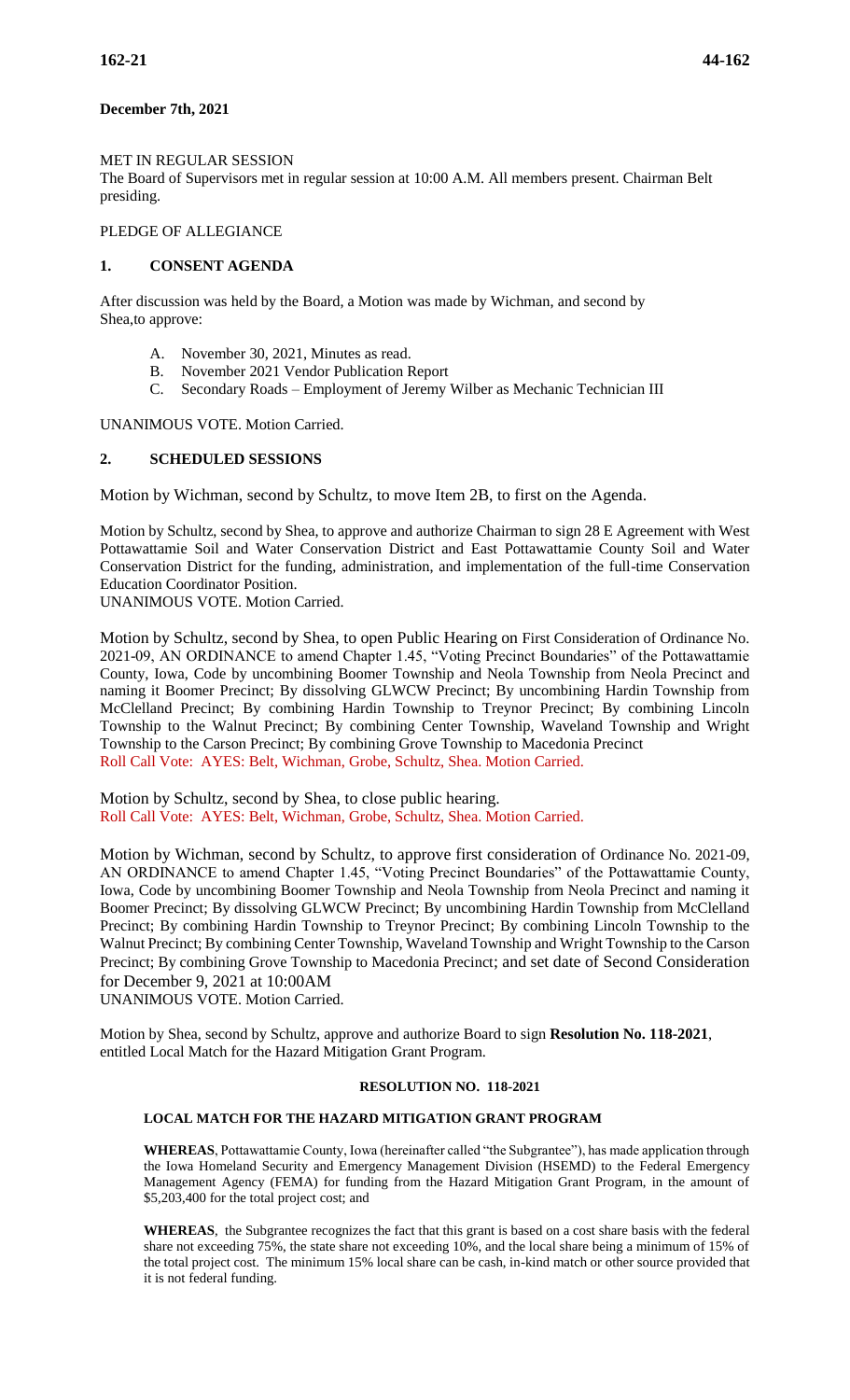**December 7th, 2021**

MET IN REGULAR SESSION

The Board of Supervisors met in regular session at 10:00 A.M. All members present. Chairman Belt presiding.

PLEDGE OF ALLEGIANCE

## 1. CONSENT AGENDA

After discussion was held by the Board, a Motion was made by Wichman, and second by Shea,to approve:

A. November 30, 2021, Minutes as read.
B. November 2021 Vendor Publication Report
C. Secondary Roads – Employment of Jeremy Wilber as Mechanic Technician III

UNANIMOUS VOTE. Motion Carried.

## 2. SCHEDULED SESSIONS

Motion by Wichman, second by Schultz, to move Item 2B, to first on the Agenda.

Motion by Schultz, second by Shea, to approve and authorize Chairman to sign 28 E Agreement with West Pottawattamie Soil and Water Conservation District and East Pottawattamie County Soil and Water Conservation District for the funding, administration, and implementation of the full-time Conservation Education Coordinator Position.

UNANIMOUS VOTE. Motion Carried.

Motion by Schultz, second by Shea, to open Public Hearing on First Consideration of Ordinance No. 2021-09, AN ORDINANCE to amend Chapter 1.45, "Voting Precinct Boundaries" of the Pottawattamie County, Iowa, Code by uncombining Boomer Township and Neola Township from Neola Precinct and naming it Boomer Precinct; By dissolving GLWCW Precinct; By uncombining Hardin Township from McClelland Precinct; By combining Hardin Township to Treynor Precinct; By combining Lincoln Township to the Walnut Precinct; By combining Center Township, Waveland Township and Wright Township to the Carson Precinct; By combining Grove Township to Macedonia Precinct

Roll Call Vote: AYES: Belt, Wichman, Grobe, Schultz, Shea. Motion Carried.

Motion by Schultz, second by Shea, to close public hearing.

Roll Call Vote: AYES: Belt, Wichman, Grobe, Schultz, Shea. Motion Carried.

Motion by Wichman, second by Schultz, to approve first consideration of Ordinance No. 2021-09, AN ORDINANCE to amend Chapter 1.45, "Voting Precinct Boundaries" of the Pottawattamie County, Iowa, Code by uncombining Boomer Township and Neola Township from Neola Precinct and naming it Boomer Precinct; By dissolving GLWCW Precinct; By uncombining Hardin Township from McClelland Precinct; By combining Hardin Township to Treynor Precinct; By combining Lincoln Township to the Walnut Precinct; By combining Center Township, Waveland Township and Wright Township to the Carson Precinct; By combining Grove Township to Macedonia Precinct; and set date of Second Consideration for December 9, 2021 at 10:00AM

UNANIMOUS VOTE. Motion Carried.

Motion by Shea, second by Schultz, approve and authorize Board to sign **Resolution No. 118-2021**, entitled Local Match for the Hazard Mitigation Grant Program.

### RESOLUTION NO. 118-2021

### LOCAL MATCH FOR THE HAZARD MITIGATION GRANT PROGRAM

**WHEREAS**, Pottawattamie County, Iowa (hereinafter called "the Subgrantee"), has made application through the Iowa Homeland Security and Emergency Management Division (HSEMD) to the Federal Emergency Management Agency (FEMA) for funding from the Hazard Mitigation Grant Program, in the amount of $5,203,400 for the total project cost; and

**WHEREAS**, the Subgrantee recognizes the fact that this grant is based on a cost share basis with the federal share not exceeding 75%, the state share not exceeding 10%, and the local share being a minimum of 15% of the total project cost. The minimum 15% local share can be cash, in-kind match or other source provided that it is not federal funding.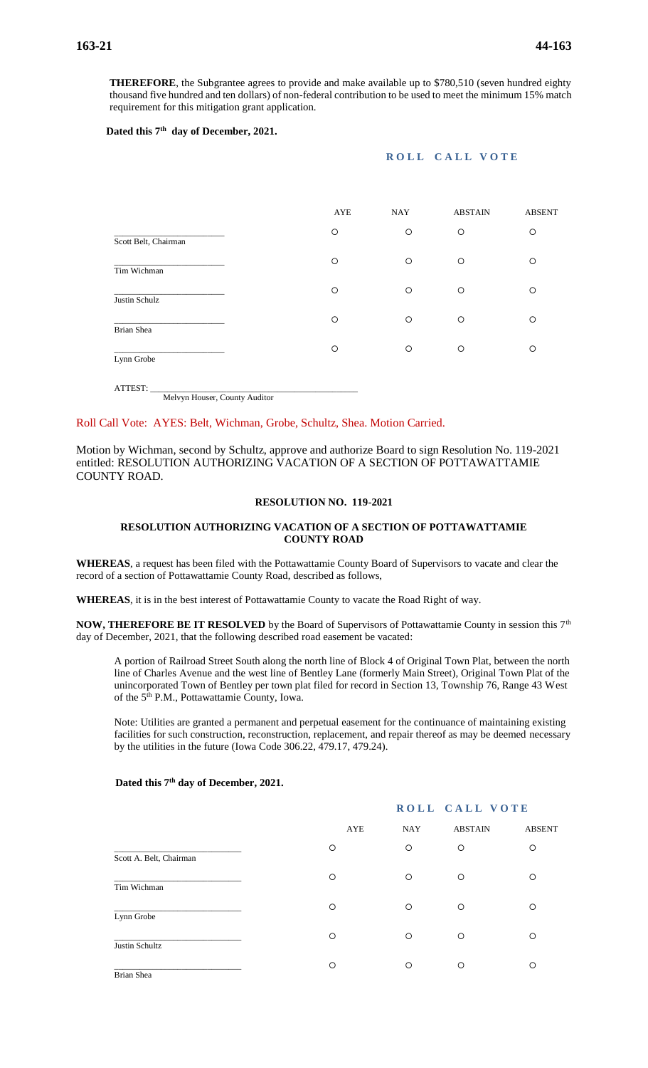**THEREFORE**, the Subgrantee agrees to provide and make available up to $780,510 (seven hundred eighty thousand five hundred and ten dollars) of non-federal contribution to be used to meet the minimum 15% match requirement for this mitigation grant application.

**Dated this 7th day of December, 2021.**

**ROLL CALL VOTE**

| | AYE | NAY | ABSTAIN | ABSENT |
|---|---|---|---|---|
| ________________________ Scott Belt, Chairman | ○ | ○ | ○ | ○ |
| ________________________ Tim Wichman | ○ | ○ | ○ | ○ |
| ________________________ Justin Schulz | ○ | ○ | ○ | ○ |
| ________________________ Brian Shea | ○ | ○ | ○ | ○ |
| ________________________ Lynn Grobe | ○ | ○ | ○ | ○ |

ATTEST: ____________________________________________
Melvyn Houser, County Auditor

Roll Call Vote: AYES: Belt, Wichman, Grobe, Schultz, Shea. Motion Carried.

Motion by Wichman, second by Schultz, approve and authorize Board to sign Resolution No. 119-2021 entitled: RESOLUTION AUTHORIZING VACATION OF A SECTION OF POTTAWATTAMIE COUNTY ROAD.

**RESOLUTION NO. 119-2021**

**RESOLUTION AUTHORIZING VACATION OF A SECTION OF POTTAWATTAMIE COUNTY ROAD**

**WHEREAS**, a request has been filed with the Pottawattamie County Board of Supervisors to vacate and clear the record of a section of Pottawattamie County Road, described as follows,

**WHEREAS**, it is in the best interest of Pottawattamie County to vacate the Road Right of way.

**NOW, THEREFORE BE IT RESOLVED** by the Board of Supervisors of Pottawattamie County in session this 7th day of December, 2021, that the following described road easement be vacated:

A portion of Railroad Street South along the north line of Block 4 of Original Town Plat, between the north line of Charles Avenue and the west line of Bentley Lane (formerly Main Street), Original Town Plat of the unincorporated Town of Bentley per town plat filed for record in Section 13, Township 76, Range 43 West of the 5th P.M., Pottawattamie County, Iowa.

Note: Utilities are granted a permanent and perpetual easement for the continuance of maintaining existing facilities for such construction, reconstruction, replacement, and repair thereof as may be deemed necessary by the utilities in the future (Iowa Code 306.22, 479.17, 479.24).

**Dated this 7th day of December, 2021.**

**ROLL CALL VOTE**

| | AYE | NAY | ABSTAIN | ABSENT |
|---|---|---|---|---|
| ________________________ Scott A. Belt, Chairman | ○ | ○ | ○ | ○ |
| ________________________ Tim Wichman | ○ | ○ | ○ | ○ |
| ________________________ Lynn Grobe | ○ | ○ | ○ | ○ |
| ________________________ Justin Schultz | ○ | ○ | ○ | ○ |
| ________________________ Brian Shea | ○ | ○ | ○ | ○ |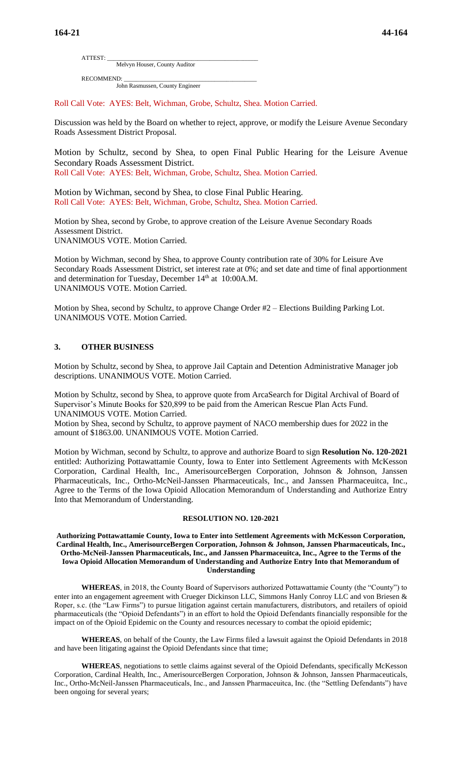ATTEST: \_\_\_\_\_\_\_\_\_\_\_\_\_\_\_\_\_\_\_\_\_\_\_\_\_\_\_\_\_\_\_\_\_\_\_\_\_\_\_\_\_\_\_\_\_
Melvyn Houser, County Auditor

RECOMMEND: \_\_\_\_\_\_\_\_\_\_\_\_\_\_\_\_\_\_\_\_\_\_\_\_\_\_\_\_\_\_\_\_\_\_\_\_\_\_\_\_\_\_
John Rasmussen, County Engineer

Roll Call Vote: AYES: Belt, Wichman, Grobe, Schultz, Shea. Motion Carried.

Discussion was held by the Board on whether to reject, approve, or modify the Leisure Avenue Secondary Roads Assessment District Proposal.

Motion by Schultz, second by Shea, to open Final Public Hearing for the Leisure Avenue Secondary Roads Assessment District.
Roll Call Vote: AYES: Belt, Wichman, Grobe, Schultz, Shea. Motion Carried.

Motion by Wichman, second by Shea, to close Final Public Hearing.
Roll Call Vote: AYES: Belt, Wichman, Grobe, Schultz, Shea. Motion Carried.

Motion by Shea, second by Grobe, to approve creation of the Leisure Avenue Secondary Roads Assessment District.
UNANIMOUS VOTE. Motion Carried.

Motion by Wichman, second by Shea, to approve County contribution rate of 30% for Leisure Ave Secondary Roads Assessment District, set interest rate at 0%; and set date and time of final apportionment and determination for Tuesday, December 14th at 10:00A.M.
UNANIMOUS VOTE. Motion Carried.

Motion by Shea, second by Schultz, to approve Change Order #2 – Elections Building Parking Lot.
UNANIMOUS VOTE. Motion Carried.

## 3. OTHER BUSINESS

Motion by Schultz, second by Shea, to approve Jail Captain and Detention Administrative Manager job descriptions. UNANIMOUS VOTE. Motion Carried.

Motion by Schultz, second by Shea, to approve quote from ArcaSearch for Digital Archival of Board of Supervisor's Minute Books for $20,899 to be paid from the American Rescue Plan Acts Fund.
UNANIMOUS VOTE. Motion Carried.
Motion by Shea, second by Schultz, to approve payment of NACO membership dues for 2022 in the amount of $1863.00. UNANIMOUS VOTE. Motion Carried.

Motion by Wichman, second by Schultz, to approve and authorize Board to sign **Resolution No. 120-2021** entitled: Authorizing Pottawattamie County, Iowa to Enter into Settlement Agreements with McKesson Corporation, Cardinal Health, Inc., AmerisourceBergen Corporation, Johnson & Johnson, Janssen Pharmaceuticals, Inc., Ortho-McNeil-Janssen Pharmaceuticals, Inc., and Janssen Pharmaceuitca, Inc., Agree to the Terms of the Iowa Opioid Allocation Memorandum of Understanding and Authorize Entry Into that Memorandum of Understanding.

### RESOLUTION NO. 120-2021

**Authorizing Pottawattamie County, Iowa to Enter into Settlement Agreements with McKesson Corporation, Cardinal Health, Inc., AmerisourceBergen Corporation, Johnson & Johnson, Janssen Pharmaceuticals, Inc., Ortho-McNeil-Janssen Pharmaceuticals, Inc., and Janssen Pharmaceuitca, Inc., Agree to the Terms of the Iowa Opioid Allocation Memorandum of Understanding and Authorize Entry Into that Memorandum of Understanding**

**WHEREAS**, in 2018, the County Board of Supervisors authorized Pottawattamie County (the "County") to enter into an engagement agreement with Crueger Dickinson LLC, Simmons Hanly Conroy LLC and von Briesen & Roper, s.c. (the "Law Firms") to pursue litigation against certain manufacturers, distributors, and retailers of opioid pharmaceuticals (the "Opioid Defendants") in an effort to hold the Opioid Defendants financially responsible for the impact on of the Opioid Epidemic on the County and resources necessary to combat the opioid epidemic;

**WHEREAS**, on behalf of the County, the Law Firms filed a lawsuit against the Opioid Defendants in 2018 and have been litigating against the Opioid Defendants since that time;

**WHEREAS**, negotiations to settle claims against several of the Opioid Defendants, specifically McKesson Corporation, Cardinal Health, Inc., AmerisourceBergen Corporation, Johnson & Johnson, Janssen Pharmaceuticals, Inc., Ortho-McNeil-Janssen Pharmaceuticals, Inc., and Janssen Pharmaceuitca, Inc. (the "Settling Defendants") have been ongoing for several years;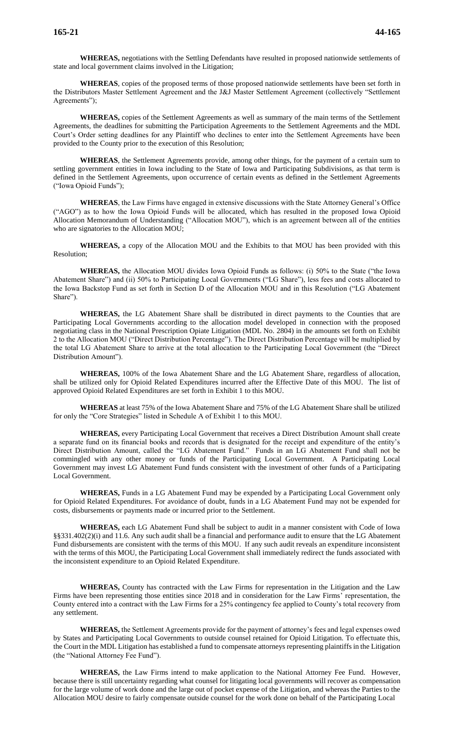**WHEREAS,** negotiations with the Settling Defendants have resulted in proposed nationwide settlements of state and local government claims involved in the Litigation;

**WHEREAS**, copies of the proposed terms of those proposed nationwide settlements have been set forth in the Distributors Master Settlement Agreement and the J&J Master Settlement Agreement (collectively "Settlement Agreements");

**WHEREAS,** copies of the Settlement Agreements as well as summary of the main terms of the Settlement Agreements, the deadlines for submitting the Participation Agreements to the Settlement Agreements and the MDL Court's Order setting deadlines for any Plaintiff who declines to enter into the Settlement Agreements have been provided to the County prior to the execution of this Resolution;

**WHEREAS**, the Settlement Agreements provide, among other things, for the payment of a certain sum to settling government entities in Iowa including to the State of Iowa and Participating Subdivisions, as that term is defined in the Settlement Agreements, upon occurrence of certain events as defined in the Settlement Agreements ("Iowa Opioid Funds");

**WHEREAS**, the Law Firms have engaged in extensive discussions with the State Attorney General's Office ("AGO") as to how the Iowa Opioid Funds will be allocated, which has resulted in the proposed Iowa Opioid Allocation Memorandum of Understanding ("Allocation MOU"), which is an agreement between all of the entities who are signatories to the Allocation MOU;

**WHEREAS,** a copy of the Allocation MOU and the Exhibits to that MOU has been provided with this Resolution;

**WHEREAS,** the Allocation MOU divides Iowa Opioid Funds as follows: (i) 50% to the State ("the Iowa Abatement Share") and (ii) 50% to Participating Local Governments ("LG Share"), less fees and costs allocated to the Iowa Backstop Fund as set forth in Section D of the Allocation MOU and in this Resolution ("LG Abatement Share").

**WHEREAS,** the LG Abatement Share shall be distributed in direct payments to the Counties that are Participating Local Governments according to the allocation model developed in connection with the proposed negotiating class in the National Prescription Opiate Litigation (MDL No. 2804) in the amounts set forth on Exhibit 2 to the Allocation MOU ("Direct Distribution Percentage"). The Direct Distribution Percentage will be multiplied by the total LG Abatement Share to arrive at the total allocation to the Participating Local Government (the "Direct Distribution Amount").

**WHEREAS,** 100% of the Iowa Abatement Share and the LG Abatement Share, regardless of allocation, shall be utilized only for Opioid Related Expenditures incurred after the Effective Date of this MOU. The list of approved Opioid Related Expenditures are set forth in Exhibit 1 to this MOU.

**WHEREAS** at least 75% of the Iowa Abatement Share and 75% of the LG Abatement Share shall be utilized for only the "Core Strategies" listed in Schedule A of Exhibit 1 to this MOU.

**WHEREAS,** every Participating Local Government that receives a Direct Distribution Amount shall create a separate fund on its financial books and records that is designated for the receipt and expenditure of the entity's Direct Distribution Amount, called the "LG Abatement Fund." Funds in an LG Abatement Fund shall not be commingled with any other money or funds of the Participating Local Government. A Participating Local Government may invest LG Abatement Fund funds consistent with the investment of other funds of a Participating Local Government.

**WHEREAS,** Funds in a LG Abatement Fund may be expended by a Participating Local Government only for Opioid Related Expenditures. For avoidance of doubt, funds in a LG Abatement Fund may not be expended for costs, disbursements or payments made or incurred prior to the Settlement.

**WHEREAS,** each LG Abatement Fund shall be subject to audit in a manner consistent with Code of Iowa §§331.402(2)(i) and 11.6. Any such audit shall be a financial and performance audit to ensure that the LG Abatement Fund disbursements are consistent with the terms of this MOU. If any such audit reveals an expenditure inconsistent with the terms of this MOU, the Participating Local Government shall immediately redirect the funds associated with the inconsistent expenditure to an Opioid Related Expenditure.

**WHEREAS,** County has contracted with the Law Firms for representation in the Litigation and the Law Firms have been representing those entities since 2018 and in consideration for the Law Firms' representation, the County entered into a contract with the Law Firms for a 25% contingency fee applied to County's total recovery from any settlement.

**WHEREAS,** the Settlement Agreements provide for the payment of attorney's fees and legal expenses owed by States and Participating Local Governments to outside counsel retained for Opioid Litigation. To effectuate this, the Court in the MDL Litigation has established a fund to compensate attorneys representing plaintiffs in the Litigation (the "National Attorney Fee Fund").

**WHEREAS,** the Law Firms intend to make application to the National Attorney Fee Fund. However, because there is still uncertainty regarding what counsel for litigating local governments will recover as compensation for the large volume of work done and the large out of pocket expense of the Litigation, and whereas the Parties to the Allocation MOU desire to fairly compensate outside counsel for the work done on behalf of the Participating Local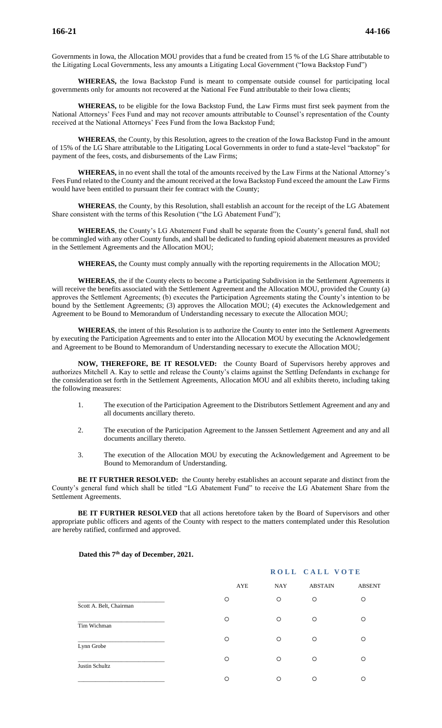Governments in Iowa, the Allocation MOU provides that a fund be created from 15 % of the LG Share attributable to the Litigating Local Governments, less any amounts a Litigating Local Government ("Iowa Backstop Fund")

**WHEREAS,** the Iowa Backstop Fund is meant to compensate outside counsel for participating local governments only for amounts not recovered at the National Fee Fund attributable to their Iowa clients;

**WHEREAS,** to be eligible for the Iowa Backstop Fund, the Law Firms must first seek payment from the National Attorneys' Fees Fund and may not recover amounts attributable to Counsel's representation of the County received at the National Attorneys' Fees Fund from the Iowa Backstop Fund;

**WHEREAS**, the County, by this Resolution, agrees to the creation of the Iowa Backstop Fund in the amount of 15% of the LG Share attributable to the Litigating Local Governments in order to fund a state-level "backstop" for payment of the fees, costs, and disbursements of the Law Firms;

**WHEREAS,** in no event shall the total of the amounts received by the Law Firms at the National Attorney's Fees Fund related to the County and the amount received at the Iowa Backstop Fund exceed the amount the Law Firms would have been entitled to pursuant their fee contract with the County;

**WHEREAS**, the County, by this Resolution, shall establish an account for the receipt of the LG Abatement Share consistent with the terms of this Resolution ("the LG Abatement Fund");

**WHEREAS**, the County's LG Abatement Fund shall be separate from the County's general fund, shall not be commingled with any other County funds, and shall be dedicated to funding opioid abatement measures as provided in the Settlement Agreements and the Allocation MOU;

**WHEREAS,** the County must comply annually with the reporting requirements in the Allocation MOU;

**WHEREAS**, the if the County elects to become a Participating Subdivision in the Settlement Agreements it will receive the benefits associated with the Settlement Agreement and the Allocation MOU, provided the County (a) approves the Settlement Agreements; (b) executes the Participation Agreements stating the County's intention to be bound by the Settlement Agreements; (3) approves the Allocation MOU; (4) executes the Acknowledgement and Agreement to be Bound to Memorandum of Understanding necessary to execute the Allocation MOU;

**WHEREAS**, the intent of this Resolution is to authorize the County to enter into the Settlement Agreements by executing the Participation Agreements and to enter into the Allocation MOU by executing the Acknowledgement and Agreement to be Bound to Memorandum of Understanding necessary to execute the Allocation MOU;

**NOW, THEREFORE, BE IT RESOLVED:** the County Board of Supervisors hereby approves and authorizes Mitchell A. Kay to settle and release the County's claims against the Settling Defendants in exchange for the consideration set forth in the Settlement Agreements, Allocation MOU and all exhibits thereto, including taking the following measures:

1. The execution of the Participation Agreement to the Distributors Settlement Agreement and any and all documents ancillary thereto.
2. The execution of the Participation Agreement to the Janssen Settlement Agreement and any and all documents ancillary thereto.
3. The execution of the Allocation MOU by executing the Acknowledgement and Agreement to be Bound to Memorandum of Understanding.

**BE IT FURTHER RESOLVED:** the County hereby establishes an account separate and distinct from the County's general fund which shall be titled "LG Abatement Fund" to receive the LG Abatement Share from the Settlement Agreements.

**BE IT FURTHER RESOLVED** that all actions heretofore taken by the Board of Supervisors and other appropriate public officers and agents of the County with respect to the matters contemplated under this Resolution are hereby ratified, confirmed and approved.

**Dated this 7th day of December, 2021.**

**ROLL CALL VOTE**

| | AYE | NAY | ABSTAIN | ABSENT |
|---|---|---|---|---|
| ____________________ Scott A. Belt, Chairman | ○ | ○ | ○ | ○ |
| ____________________ Tim Wichman | ○ | ○ | ○ | ○ |
| ____________________ Lynn Grobe | ○ | ○ | ○ | ○ |
| ____________________ Justin Schultz | ○ | ○ | ○ | ○ |
| ____________________ | ○ | ○ | ○ | ○ |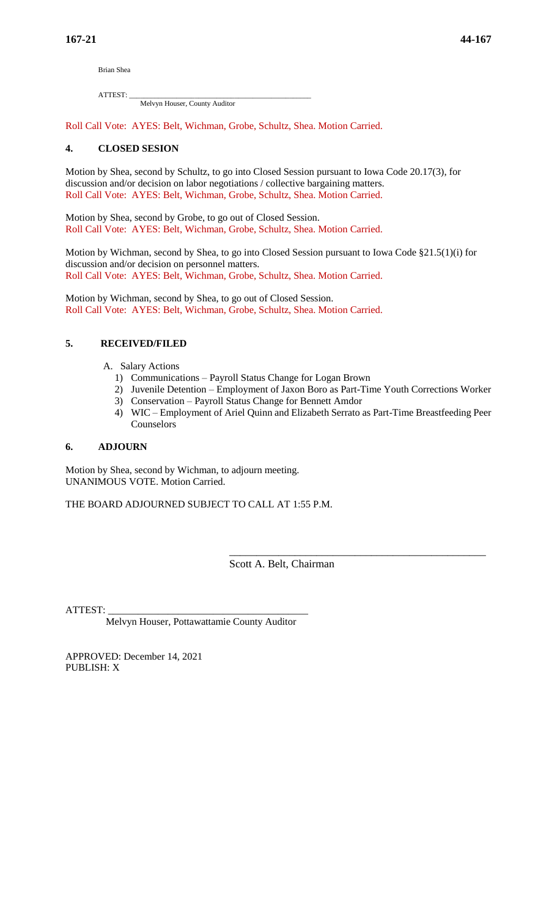Brian Shea

ATTEST: ______________________________________________
Melvyn Houser, County Auditor

Roll Call Vote: AYES: Belt, Wichman, Grobe, Schultz, Shea. Motion Carried.

**4. CLOSED SESION**

Motion by Shea, second by Schultz, to go into Closed Session pursuant to Iowa Code 20.17(3), for discussion and/or decision on labor negotiations / collective bargaining matters.
Roll Call Vote: AYES: Belt, Wichman, Grobe, Schultz, Shea. Motion Carried.

Motion by Shea, second by Grobe, to go out of Closed Session.
Roll Call Vote: AYES: Belt, Wichman, Grobe, Schultz, Shea. Motion Carried.

Motion by Wichman, second by Shea, to go into Closed Session pursuant to Iowa Code §21.5(1)(i) for discussion and/or decision on personnel matters.
Roll Call Vote: AYES: Belt, Wichman, Grobe, Schultz, Shea. Motion Carried.

Motion by Wichman, second by Shea, to go out of Closed Session.
Roll Call Vote: AYES: Belt, Wichman, Grobe, Schultz, Shea. Motion Carried.

**5. RECEIVED/FILED**

A. Salary Actions
1) Communications – Payroll Status Change for Logan Brown
2) Juvenile Detention – Employment of Jaxon Boro as Part-Time Youth Corrections Worker
3) Conservation – Payroll Status Change for Bennett Amdor
4) WIC – Employment of Ariel Quinn and Elizabeth Serrato as Part-Time Breastfeeding Peer Counselors

**6. ADJOURN**

Motion by Shea, second by Wichman, to adjourn meeting.
UNANIMOUS VOTE. Motion Carried.

THE BOARD ADJOURNED SUBJECT TO CALL AT 1:55 P.M.

__________________________________________________
Scott A. Belt, Chairman

ATTEST: ______________________________________
Melvyn Houser, Pottawattamie County Auditor

APPROVED: December 14, 2021
PUBLISH: X